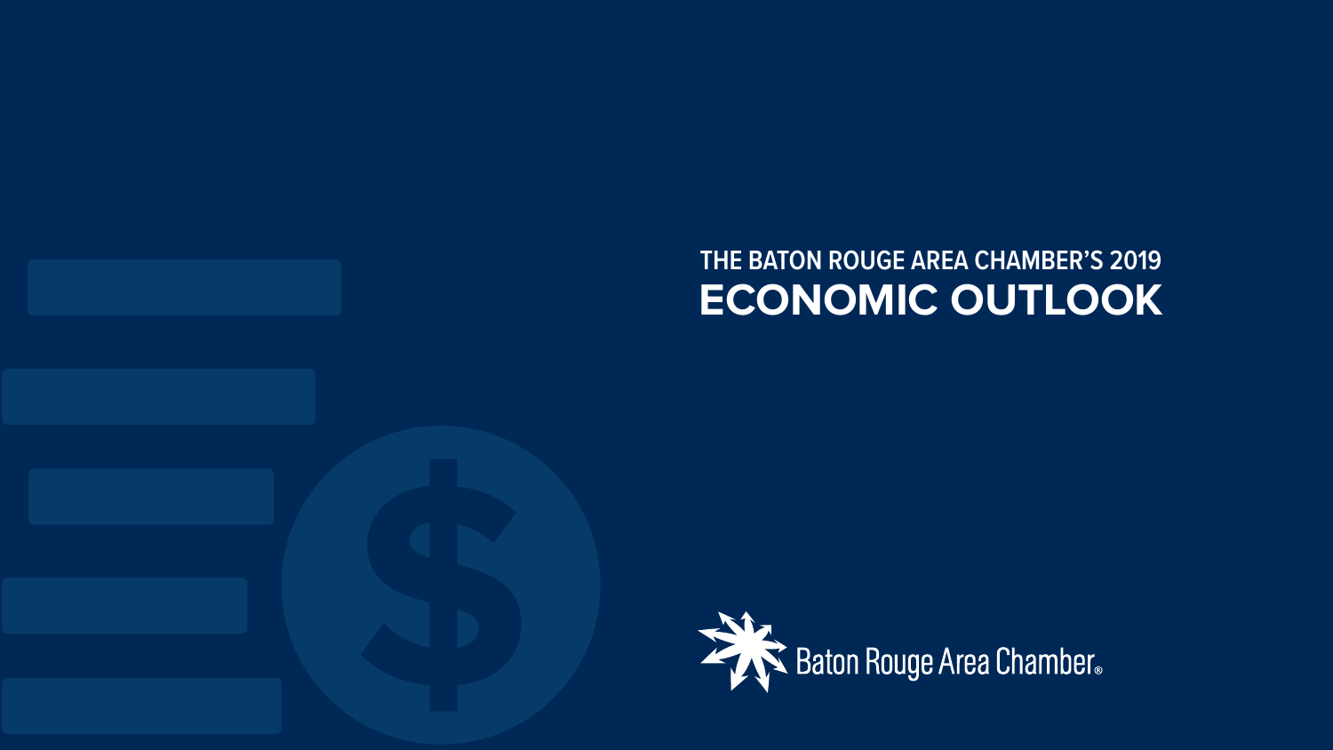THE BATON ROUGE AREA CHAMBER'S 2019

# ECONOMIC OUTLOOK

Baton Rouge Area Chamber®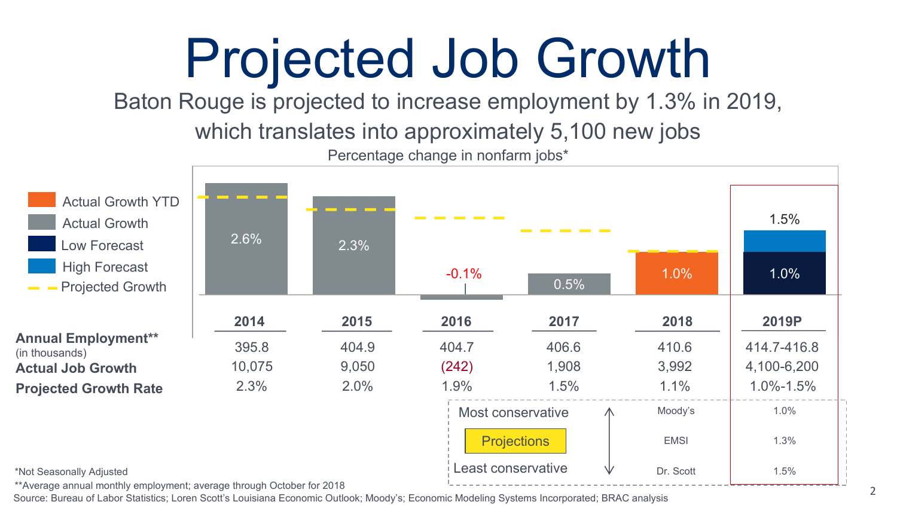# Projected Job Growth

Baton Rouge is projected to increase employment by 1.3% in 2019, which translates into approximately 5,100 new jobs

Percentage change in nonfarm jobs*

Legend: Actual Growth YTD; Actual Growth; Low Forecast; High Forecast; Projected Growth

| | 2014 | 2015 | 2016 | 2017 | 2018 | 2019P |
|---|---|---|---|---|---|---|
| Percentage change in nonfarm jobs | 2.6% | 2.3% | -0.1% | 0.5% | 1.0% | 1.0% (Low Forecast) / 1.5% (High Forecast) |
| **Annual Employment**** (in thousands) | 395.8 | 404.9 | 404.7 | 406.6 | 410.6 | 414.7-416.8 |
| **Actual Job Growth** | 10,075 | 9,050 | (242) | 1,908 | 3,992 | 4,100-6,200 |
| **Projected Growth Rate** | 2.3% | 2.0% | 1.9% | 1.5% | 1.1% | 1.0%-1.5% |

| Projections (Most conservative → Least conservative) | 2019P |
|---|---|
| Moody's | 1.0% |
| EMSI | 1.3% |
| Dr. Scott | 1.5% |

*Not Seasonally Adjusted

**Average annual monthly employment; average through October for 2018

Source: Bureau of Labor Statistics; Loren Scott's Louisiana Economic Outlook; Moody's; Economic Modeling Systems Incorporated; BRAC analysis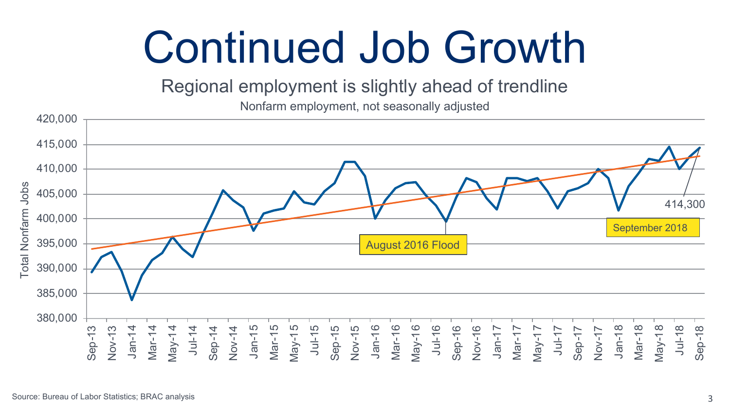# Continued Job Growth

## Regional employment is slightly ahead of trendline

Nonfarm employment, not seasonally adjusted

Total Nonfarm Jobs

420,000
415,000
410,000
405,000
400,000
395,000
390,000
385,000
380,000

Sep-13, Nov-13, Jan-14, Mar-14, May-14, Jul-14, Sep-14, Nov-14, Jan-15, Mar-15, May-15, Jul-15, Sep-15, Nov-15, Jan-16, Mar-16, May-16, Jul-16, Sep-16, Nov-16, Jan-17, Mar-17, May-17, Jul-17, Sep-17, Nov-17, Jan-18, Mar-18, May-18, Jul-18, Sep-18

August 2016 Flood

September 2018

414,300

Source: Bureau of Labor Statistics; BRAC analysis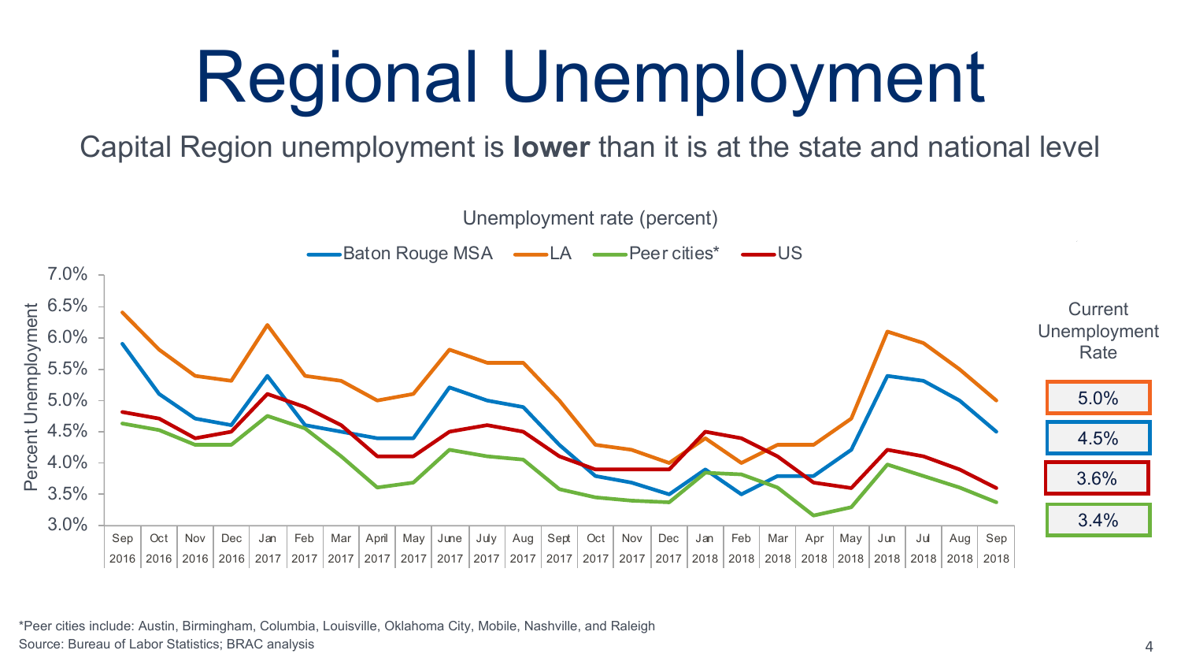# Regional Unemployment

Capital Region unemployment is **lower** than it is at the state and national level

Unemployment rate (percent)

Baton Rouge MSA | LA | Peer cities* | US

Current Unemployment Rate

| LA | Baton Rouge MSA | US | Peer cities* |
|---|---|---|---|
| 5.0% | 4.5% | 3.6% | 3.4% |

*Peer cities include: Austin, Birmingham, Columbia, Louisville, Oklahoma City, Mobile, Nashville, and Raleigh

Source: Bureau of Labor Statistics; BRAC analysis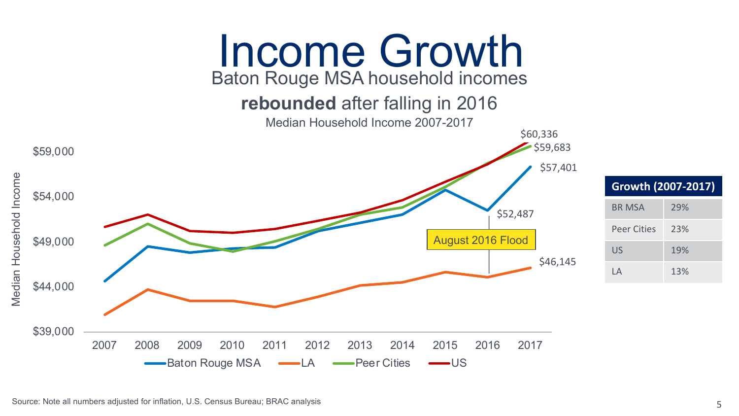# Income Growth

Baton Rouge MSA household incomes **rebounded** after falling in 2016

Median Household Income 2007-2017

| Growth (2007-2017) | |
|---|---|
| BR MSA | 29% |
| Peer Cities | 23% |
| US | 19% |
| LA | 13% |

Source: Note all numbers adjusted for inflation, U.S. Census Bureau; BRAC analysis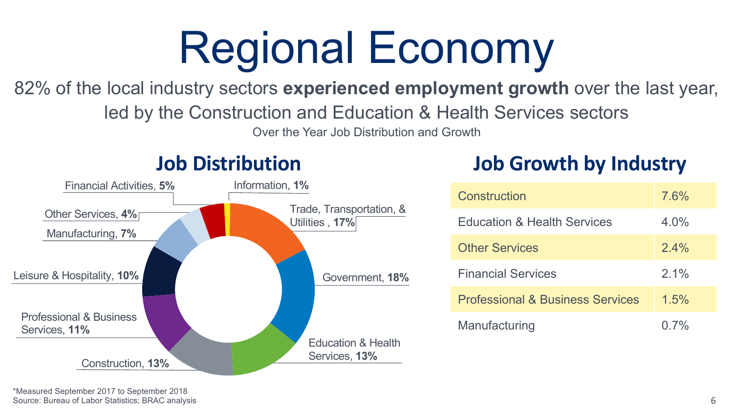# Regional Economy

82% of the local industry sectors **experienced employment growth** over the last year, led by the Construction and Education & Health Services sectors

Over the Year Job Distribution and Growth

## Job Distribution

- Trade, Transportation, & Utilities, **17%**
- Government, **18%**
- Education & Health Services, **13%**
- Construction, **13%**
- Professional & Business Services, **11%**
- Leisure & Hospitality, **10%**
- Manufacturing, **7%**
- Other Services, **4%**
- Financial Activities, **5%**
- Information, **1%**

## Job Growth by Industry

| Industry | Growth |
| --- | --- |
| Construction | 7.6% |
| Education & Health Services | 4.0% |
| Other Services | 2.4% |
| Financial Services | 2.1% |
| Professional & Business Services | 1.5% |
| Manufacturing | 0.7% |

*Measured September 2017 to September 2018
Source: Bureau of Labor Statistics; BRAC analysis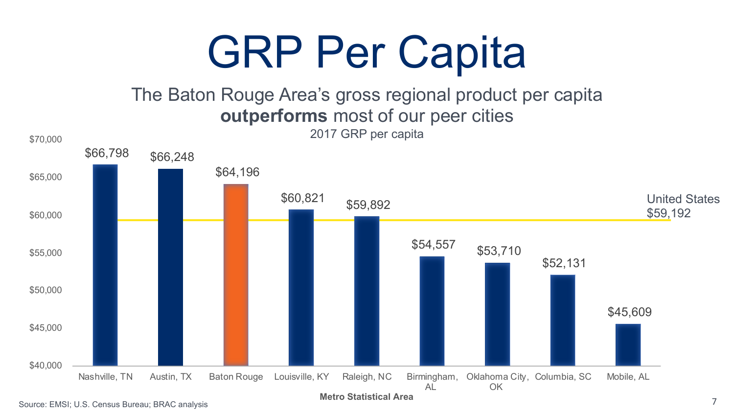# GRP Per Capita

The Baton Rouge Area's gross regional product per capita **outperforms** most of our peer cities

2017 GRP per capita

| Metro Statistical Area | 2017 GRP per capita |
|---|---|
| Nashville, TN | $66,798 |
| Austin, TX | $66,248 |
| Baton Rouge | $64,196 |
| Louisville, KY | $60,821 |
| Raleigh, NC | $59,892 |
| Birmingham, AL | $54,557 |
| Oklahoma City, OK | $53,710 |
| Columbia, SC | $52,131 |
| Mobile, AL | $45,609 |

United States $59,192

Source: EMSI; U.S. Census Bureau; BRAC analysis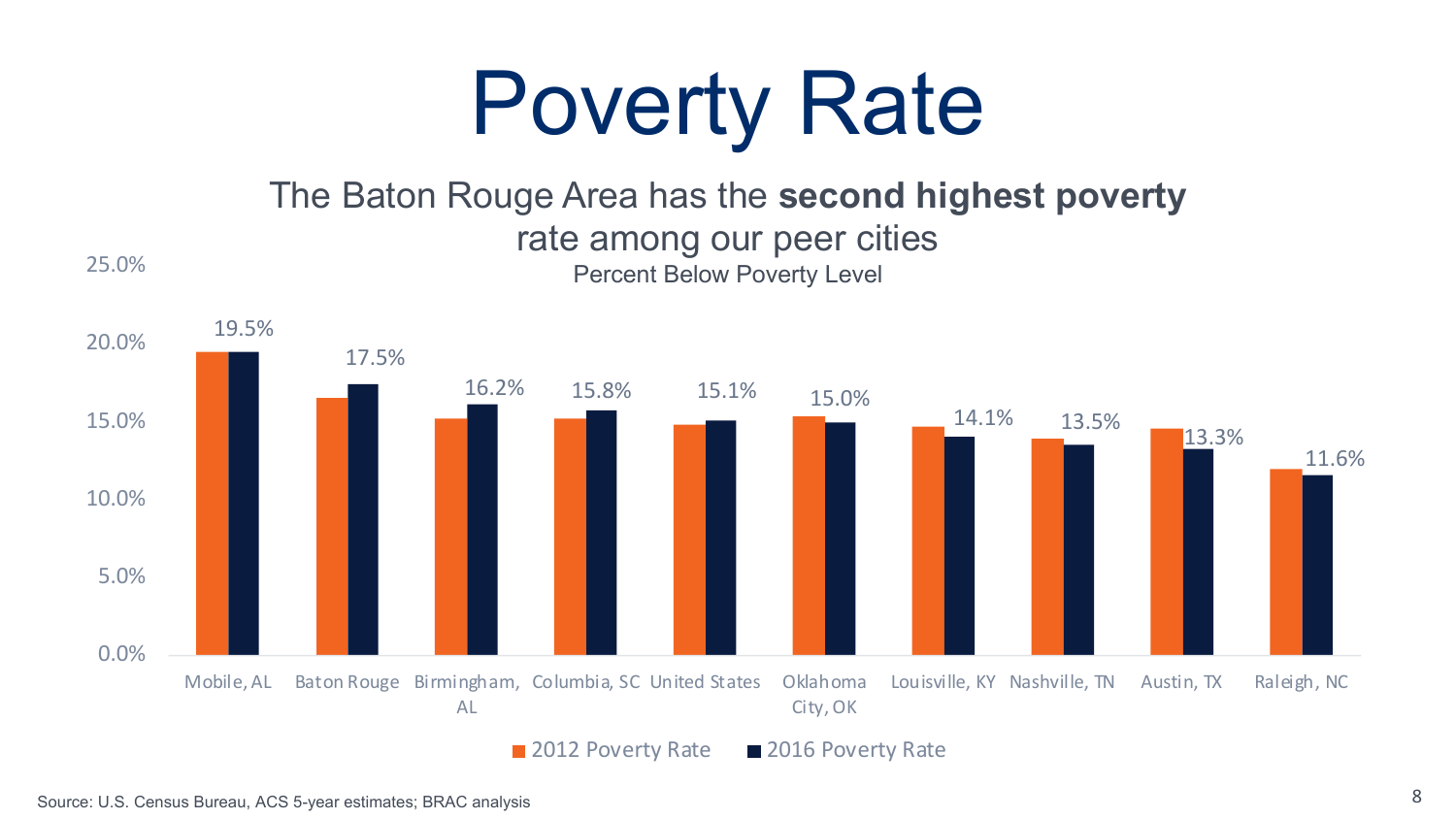# Poverty Rate

The Baton Rouge Area has the **second highest poverty** rate among our peer cities

Percent Below Poverty Level

| | 2012 Poverty Rate | 2016 Poverty Rate |
|---|---|---|
| Mobile, AL | | 19.5% |
| Baton Rouge | | 17.5% |
| Birmingham, AL | | 16.2% |
| Columbia, SC | | 15.8% |
| United States | | 15.1% |
| Oklahoma City, OK | | 15.0% |
| Louisville, KY | | 14.1% |
| Nashville, TN | | 13.5% |
| Austin, TX | | 13.3% |
| Raleigh, NC | | 11.6% |

Source: U.S. Census Bureau, ACS 5-year estimates; BRAC analysis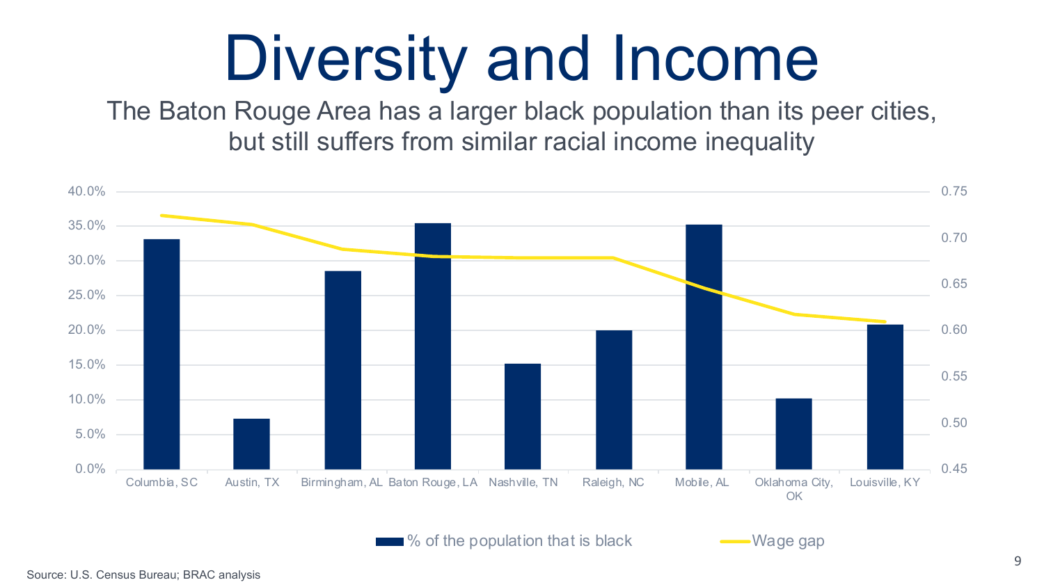# Diversity and Income

The Baton Rouge Area has a larger black population than its peer cities, but still suffers from similar racial income inequality

| City | % of the population that is black | Wage gap |
|---|---|---|
| Columbia, SC | | |
| Austin, TX | | |
| Birmingham, AL | | |
| Baton Rouge, LA | | |
| Nashville, TN | | |
| Raleigh, NC | | |
| Mobile, AL | | |
| Oklahoma City, OK | | |
| Louisville, KY | | |

Source: U.S. Census Bureau; BRAC analysis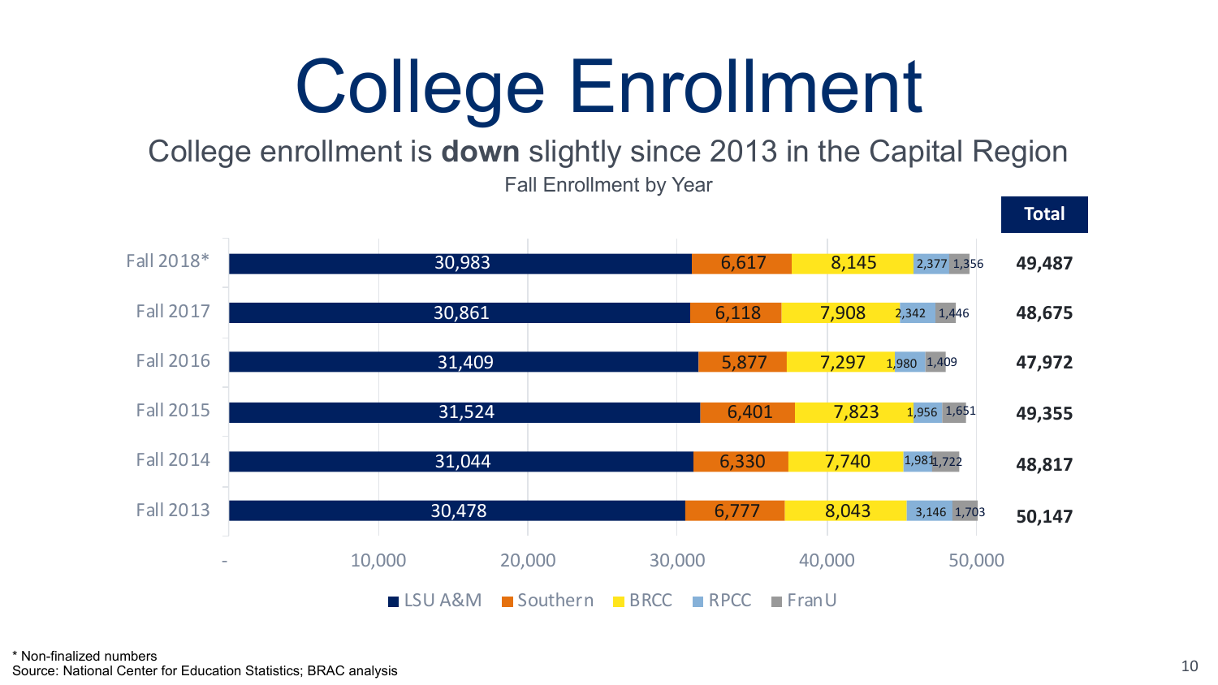# College Enrollment

College enrollment is **down** slightly since 2013 in the Capital Region

Fall Enrollment by Year

| Year | LSU A&M | Southern | BRCC | RPCC | FranU | Total |
|---|---|---|---|---|---|---|
| Fall 2018* | 30,983 | 6,617 | 8,145 | 2,377 | 1,356 | 49,487 |
| Fall 2017 | 30,861 | 6,118 | 7,908 | 2,342 | 1,446 | 48,675 |
| Fall 2016 | 31,409 | 5,877 | 7,297 | 1,980 | 1,409 | 47,972 |
| Fall 2015 | 31,524 | 6,401 | 7,823 | 1,956 | 1,651 | 49,355 |
| Fall 2014 | 31,044 | 6,330 | 7,740 | 1,981 | 1,722 | 48,817 |
| Fall 2013 | 30,478 | 6,777 | 8,043 | 3,146 | 1,703 | 50,147 |

\* Non-finalized numbers

Source: National Center for Education Statistics; BRAC analysis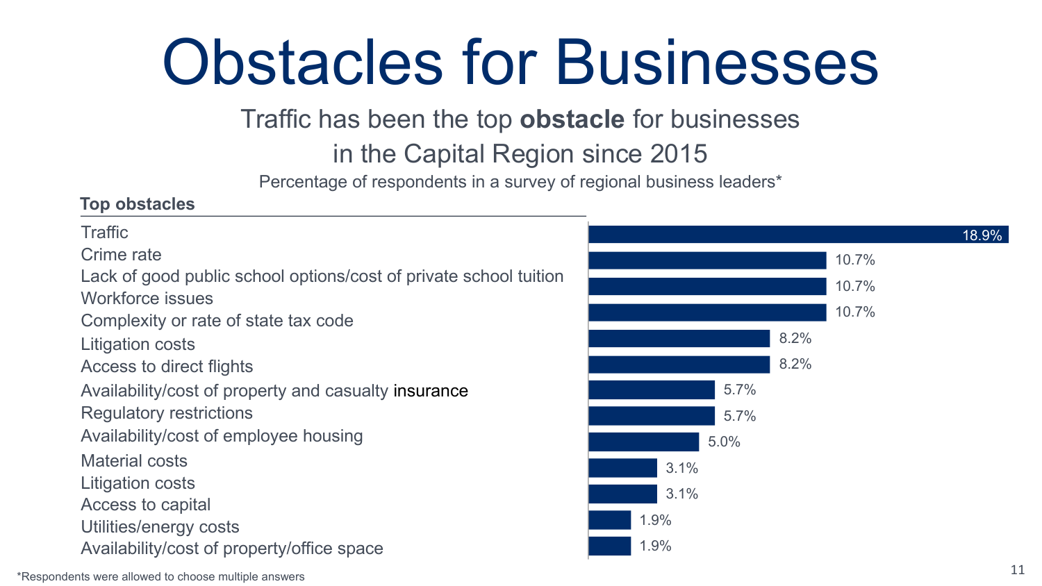# Obstacles for Businesses

Traffic has been the top **obstacle** for businesses in the Capital Region since 2015

Percentage of respondents in a survey of regional business leaders*

| Top obstacles | |
|---|---|
| Traffic | 18.9% |
| Crime rate | 10.7% |
| Lack of good public school options/cost of private school tuition | 10.7% |
| Workforce issues | 10.7% |
| Complexity or rate of state tax code | 8.2% |
| Litigation costs | 8.2% |
| Access to direct flights | 5.7% |
| Availability/cost of property and casualty insurance | 5.7% |
| Regulatory restrictions | 5.0% |
| Availability/cost of employee housing | 3.1% |
| Material costs | 3.1% |
| Litigation costs | 1.9% |
| Access to capital | 1.9% |
| Utilities/energy costs | |
| Availability/cost of property/office space | |

*Respondents were allowed to choose multiple answers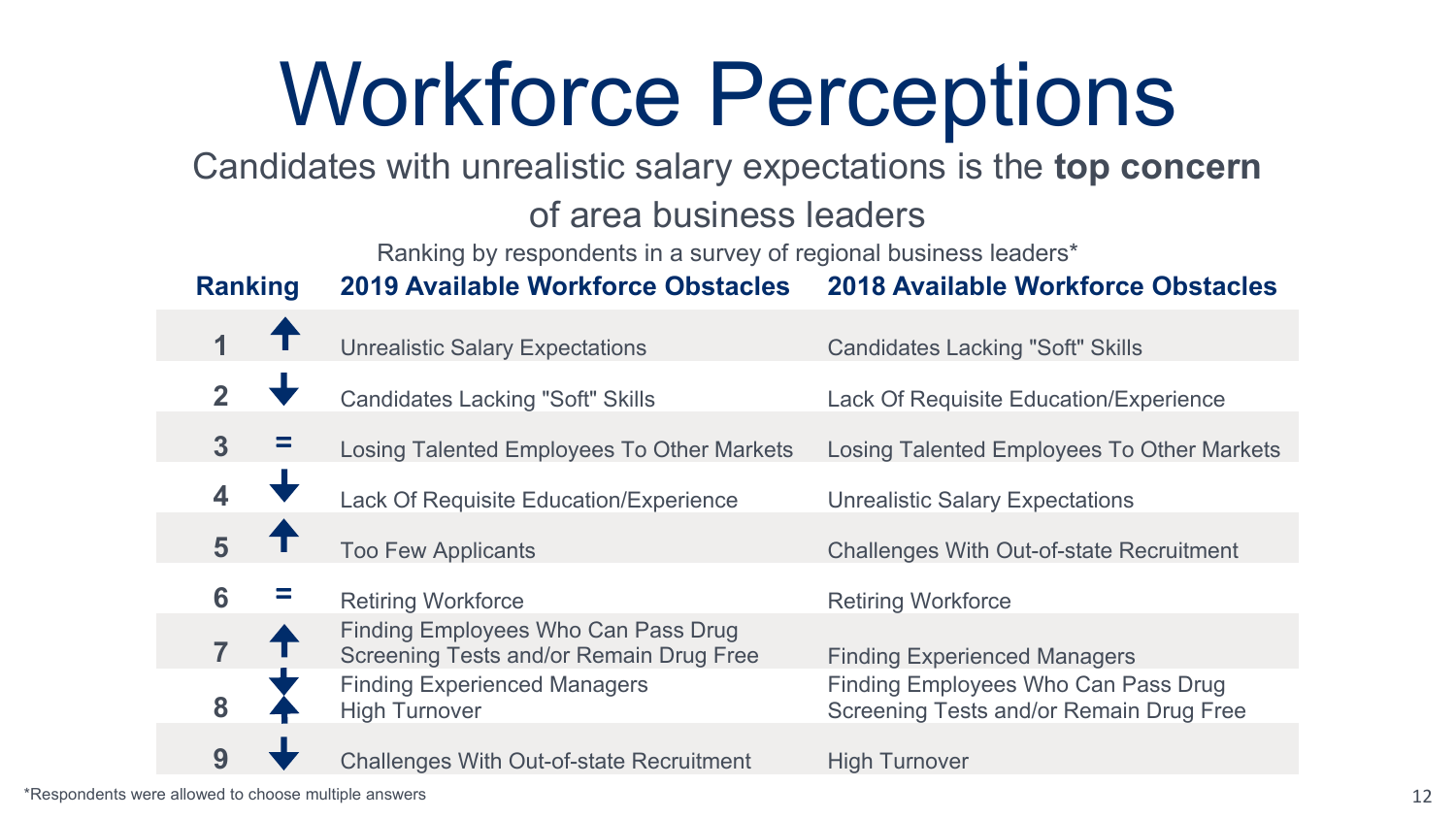# Workforce Perceptions

Candidates with unrealistic salary expectations is the **top concern** of area business leaders

Ranking by respondents in a survey of regional business leaders*

| Ranking | | 2019 Available Workforce Obstacles | 2018 Available Workforce Obstacles |
|---|---|---|---|
| 1 | ↑ | Unrealistic Salary Expectations | Candidates Lacking "Soft" Skills |
| 2 | ↓ | Candidates Lacking "Soft" Skills | Lack Of Requisite Education/Experience |
| 3 | = | Losing Talented Employees To Other Markets | Losing Talented Employees To Other Markets |
| 4 | ↓ | Lack Of Requisite Education/Experience | Unrealistic Salary Expectations |
| 5 | ↑ | Too Few Applicants | Challenges With Out-of-state Recruitment |
| 6 | = | Retiring Workforce | Retiring Workforce |
| 7 | ↑ | Finding Employees Who Can Pass Drug Screening Tests and/or Remain Drug Free | Finding Experienced Managers |
| 8 | ↓ ↑ | Finding Experienced Managers<br>High Turnover | Finding Employees Who Can Pass Drug Screening Tests and/or Remain Drug Free |
| 9 | ↓ | Challenges With Out-of-state Recruitment | High Turnover |

*Respondents were allowed to choose multiple answers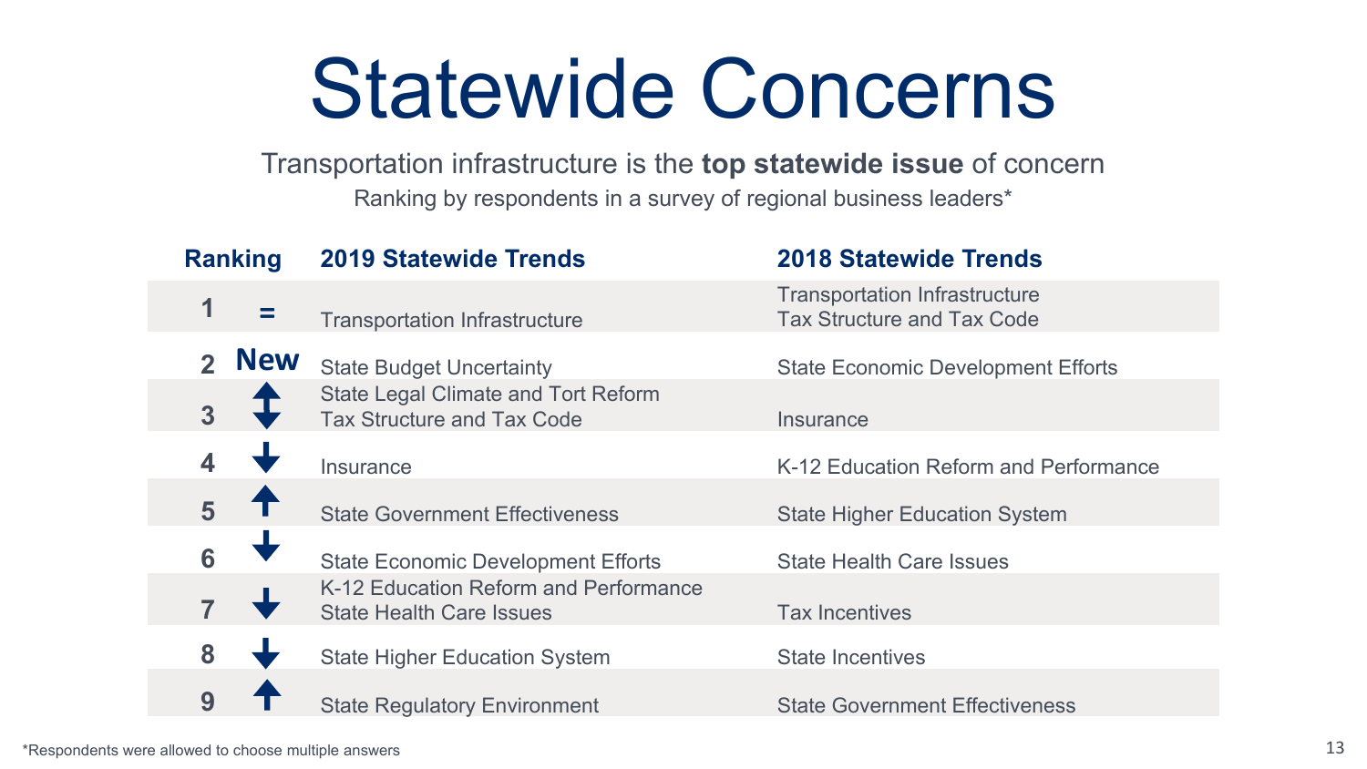# Statewide Concerns

Transportation infrastructure is the **top statewide issue** of concern

Ranking by respondents in a survey of regional business leaders*

| Ranking | | 2019 Statewide Trends | 2018 Statewide Trends |
|---|---|---|---|
| 1 | = | Transportation Infrastructure | Transportation Infrastructure<br>Tax Structure and Tax Code |
| 2 | New | State Budget Uncertainty | State Economic Development Efforts |
| 3 | ↕ | State Legal Climate and Tort Reform<br>Tax Structure and Tax Code | Insurance |
| 4 | ↓ | Insurance | K-12 Education Reform and Performance |
| 5 | ↑ | State Government Effectiveness | State Higher Education System |
| 6 | ↓ | State Economic Development Efforts | State Health Care Issues |
| 7 | ↓ | K-12 Education Reform and Performance<br>State Health Care Issues | Tax Incentives |
| 8 | ↓ | State Higher Education System | State Incentives |
| 9 | ↑ | State Regulatory Environment | State Government Effectiveness |

*Respondents were allowed to choose multiple answers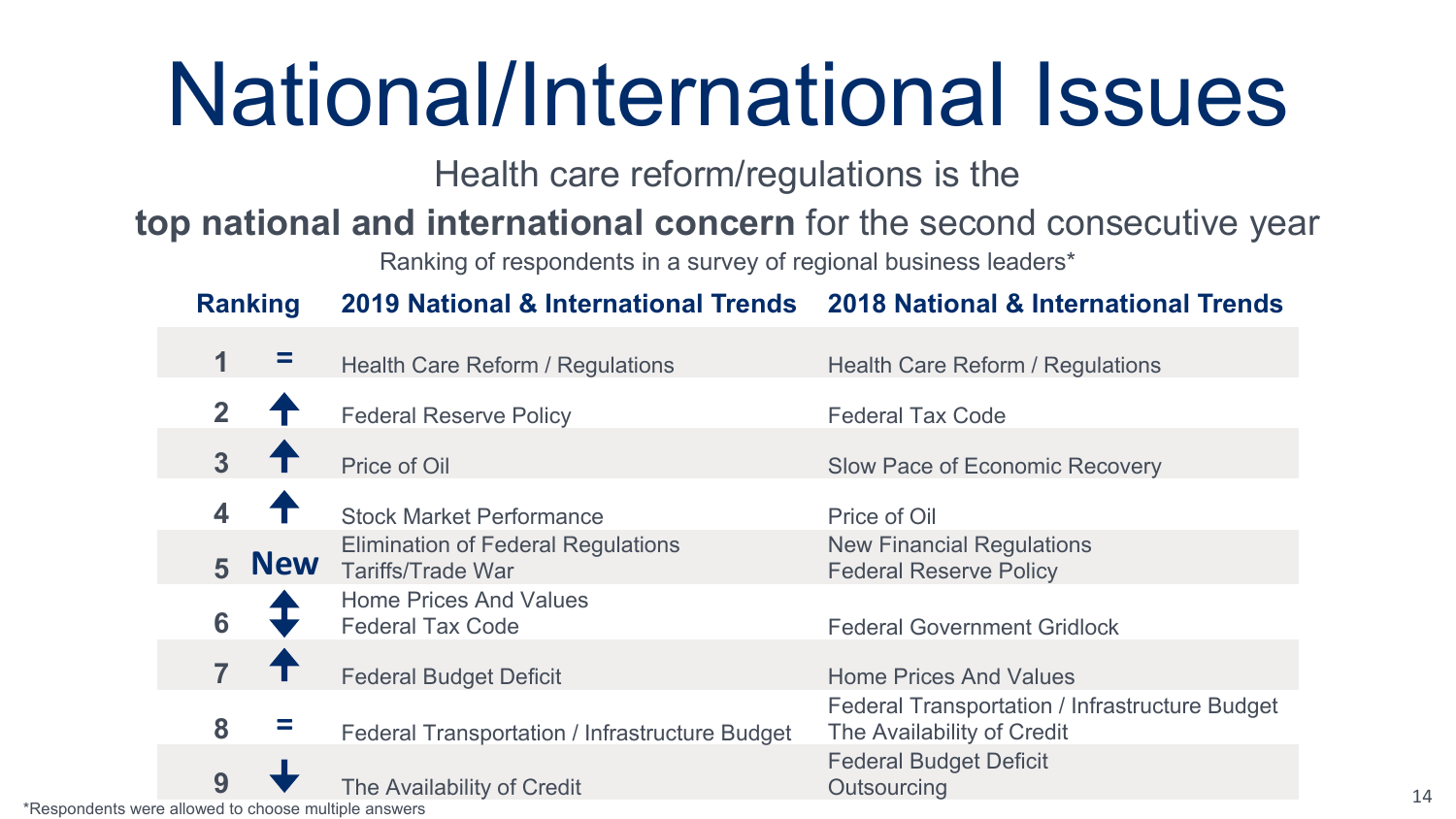# National/International Issues

Health care reform/regulations is the **top national and international concern** for the second consecutive year

Ranking of respondents in a survey of regional business leaders*

| Ranking | | 2019 National & International Trends | 2018 National & International Trends |
|---|---|---|---|
| 1 | = | Health Care Reform / Regulations | Health Care Reform / Regulations |
| 2 | ↑ | Federal Reserve Policy | Federal Tax Code |
| 3 | ↑ | Price of Oil | Slow Pace of Economic Recovery |
| 4 | ↑ | Stock Market Performance | Price of Oil |
| 5 | New | Elimination of Federal Regulations<br>Tariffs/Trade War | New Financial Regulations<br>Federal Reserve Policy |
| 6 | ↕ | Home Prices And Values<br>Federal Tax Code | Federal Government Gridlock |
| 7 | ↑ | Federal Budget Deficit | Home Prices And Values |
| 8 | = | Federal Transportation / Infrastructure Budget | Federal Transportation / Infrastructure Budget<br>The Availability of Credit |
| 9 | ↓ | The Availability of Credit | Federal Budget Deficit<br>Outsourcing |

*Respondents were allowed to choose multiple answers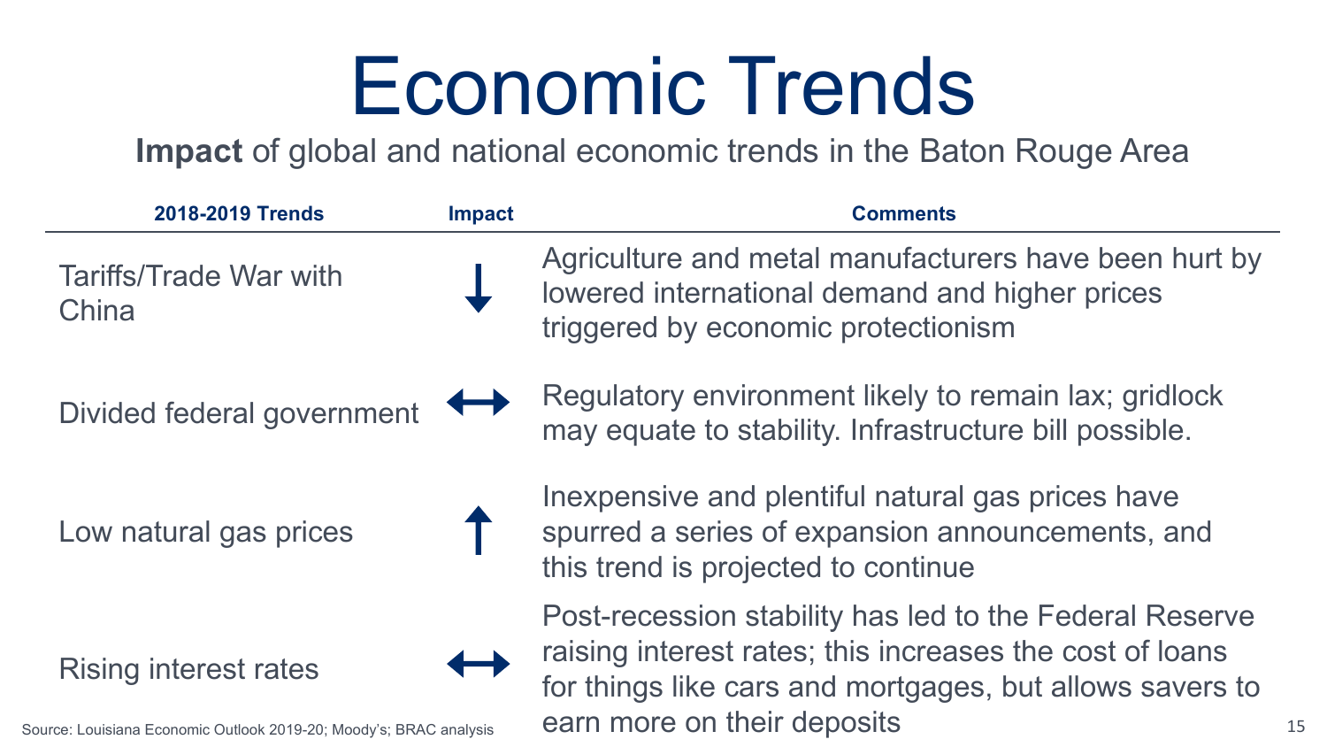# Economic Trends

**Impact** of global and national economic trends in the Baton Rouge Area

| 2018-2019 Trends | Impact | Comments |
|---|---|---|
| Tariffs/Trade War with China | ↓ | Agriculture and metal manufacturers have been hurt by lowered international demand and higher prices triggered by economic protectionism |
| Divided federal government | ↔ | Regulatory environment likely to remain lax; gridlock may equate to stability. Infrastructure bill possible. |
| Low natural gas prices | ↑ | Inexpensive and plentiful natural gas prices have spurred a series of expansion announcements, and this trend is projected to continue |
| Rising interest rates | ↔ | Post-recession stability has led to the Federal Reserve raising interest rates; this increases the cost of loans for things like cars and mortgages, but allows savers to earn more on their deposits |

Source: Louisiana Economic Outlook 2019-20; Moody's; BRAC analysis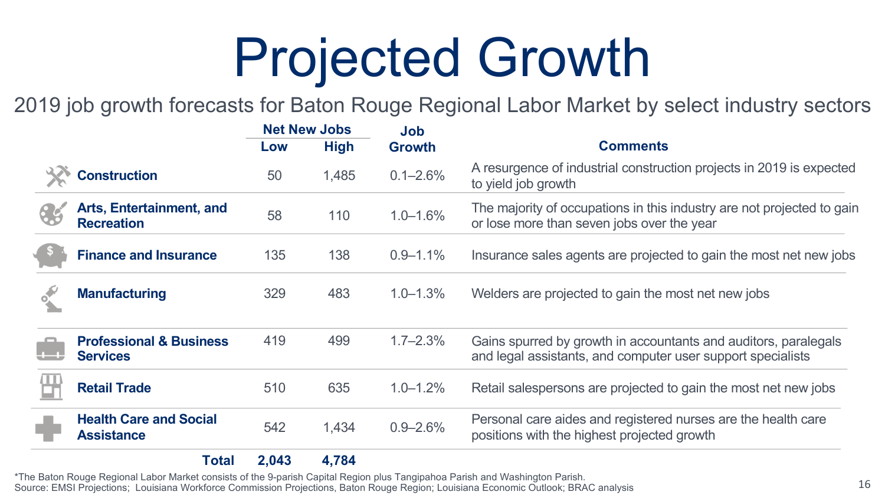# Projected Growth

2019 job growth forecasts for Baton Rouge Regional Labor Market by select industry sectors

| | Net New Jobs | | Job Growth | Comments |
|---|---|---|---|---|
| | Low | High | | |
| **Construction** | 50 | 1,485 | 0.1–2.6% | A resurgence of industrial construction projects in 2019 is expected to yield job growth |
| **Arts, Entertainment, and Recreation** | 58 | 110 | 1.0–1.6% | The majority of occupations in this industry are not projected to gain or lose more than seven jobs over the year |
| **Finance and Insurance** | 135 | 138 | 0.9–1.1% | Insurance sales agents are projected to gain the most net new jobs |
| **Manufacturing** | 329 | 483 | 1.0–1.3% | Welders are projected to gain the most net new jobs |
| **Professional & Business Services** | 419 | 499 | 1.7–2.3% | Gains spurred by growth in accountants and auditors, paralegals and legal assistants, and computer user support specialists |
| **Retail Trade** | 510 | 635 | 1.0–1.2% | Retail salespersons are projected to gain the most net new jobs |
| **Health Care and Social Assistance** | 542 | 1,434 | 0.9–2.6% | Personal care aides and registered nurses are the health care positions with the highest projected growth |
| **Total** | **2,043** | **4,784** | | |

*The Baton Rouge Regional Labor Market consists of the 9-parish Capital Region plus Tangipahoa Parish and Washington Parish.
Source: EMSI Projections; Louisiana Workforce Commission Projections, Baton Rouge Region; Louisiana Economic Outlook; BRAC analysis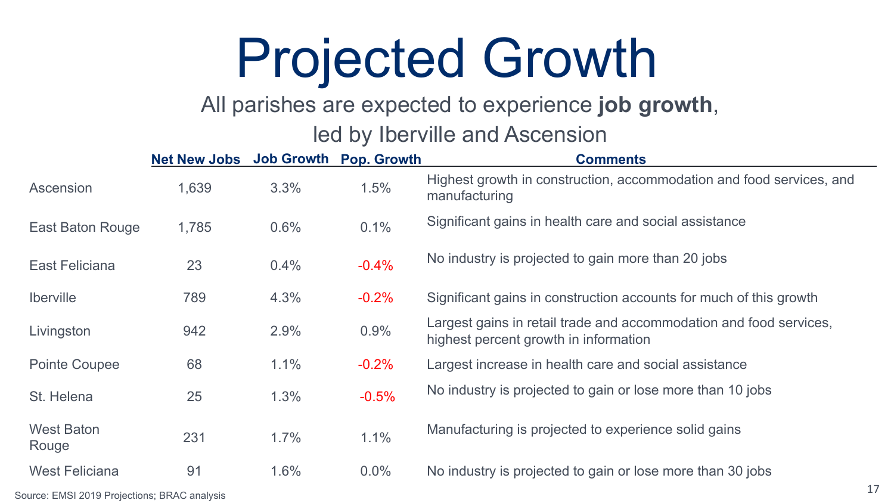# Projected Growth

All parishes are expected to experience **job growth**, led by Iberville and Ascension

| | Net New Jobs | Job Growth | Pop. Growth | Comments |
|---|---|---|---|---|
| Ascension | 1,639 | 3.3% | 1.5% | Highest growth in construction, accommodation and food services, and manufacturing |
| East Baton Rouge | 1,785 | 0.6% | 0.1% | Significant gains in health care and social assistance |
| East Feliciana | 23 | 0.4% | -0.4% | No industry is projected to gain more than 20 jobs |
| Iberville | 789 | 4.3% | -0.2% | Significant gains in construction accounts for much of this growth |
| Livingston | 942 | 2.9% | 0.9% | Largest gains in retail trade and accommodation and food services, highest percent growth in information |
| Pointe Coupee | 68 | 1.1% | -0.2% | Largest increase in health care and social assistance |
| St. Helena | 25 | 1.3% | -0.5% | No industry is projected to gain or lose more than 10 jobs |
| West Baton Rouge | 231 | 1.7% | 1.1% | Manufacturing is projected to experience solid gains |
| West Feliciana | 91 | 1.6% | 0.0% | No industry is projected to gain or lose more than 30 jobs |

Source: EMSI 2019 Projections; BRAC analysis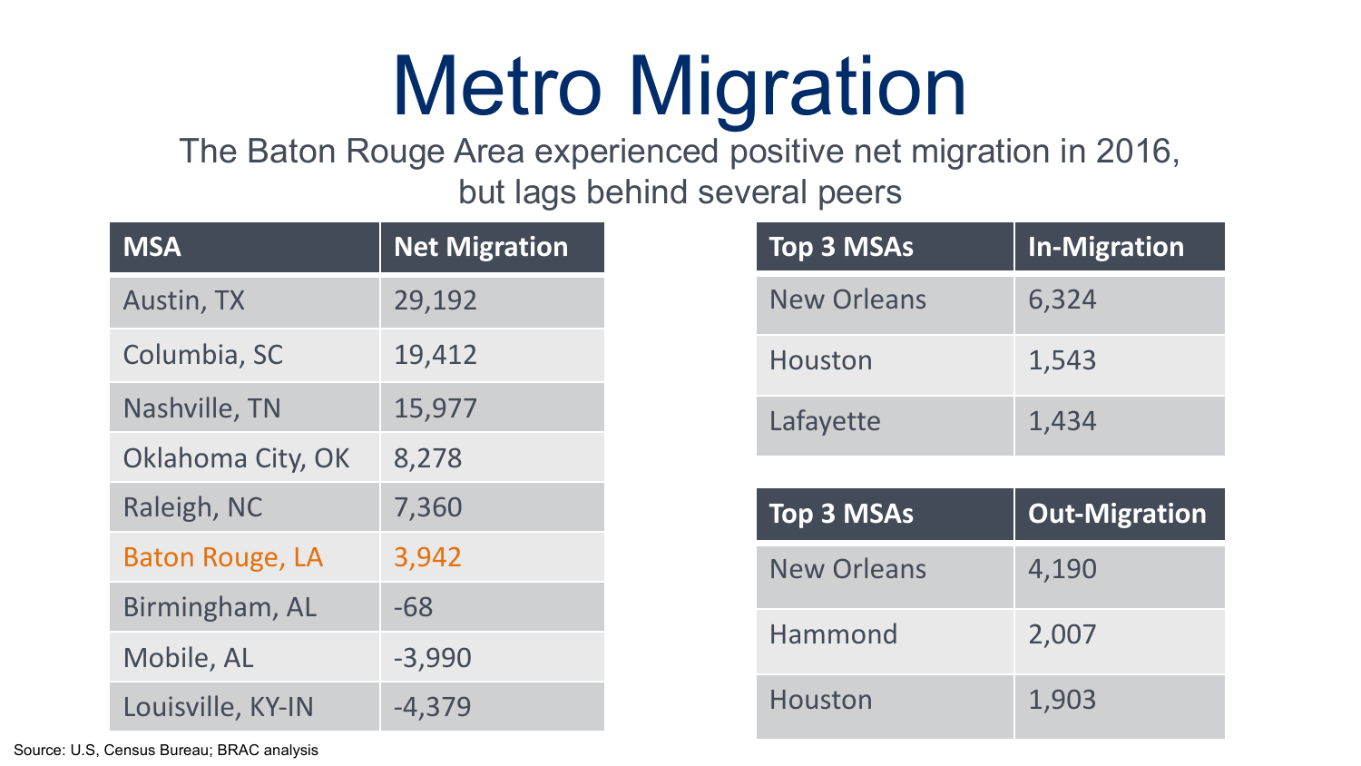# Metro Migration

The Baton Rouge Area experienced positive net migration in 2016, but lags behind several peers

| MSA | Net Migration |
|---|---|
| Austin, TX | 29,192 |
| Columbia, SC | 19,412 |
| Nashville, TN | 15,977 |
| Oklahoma City, OK | 8,278 |
| Raleigh, NC | 7,360 |
| Baton Rouge, LA | 3,942 |
| Birmingham, AL | -68 |
| Mobile, AL | -3,990 |
| Louisville, KY-IN | -4,379 |

| Top 3 MSAs | In-Migration |
|---|---|
| New Orleans | 6,324 |
| Houston | 1,543 |
| Lafayette | 1,434 |

| Top 3 MSAs | Out-Migration |
|---|---|
| New Orleans | 4,190 |
| Hammond | 2,007 |
| Houston | 1,903 |

Source: U.S, Census Bureau; BRAC analysis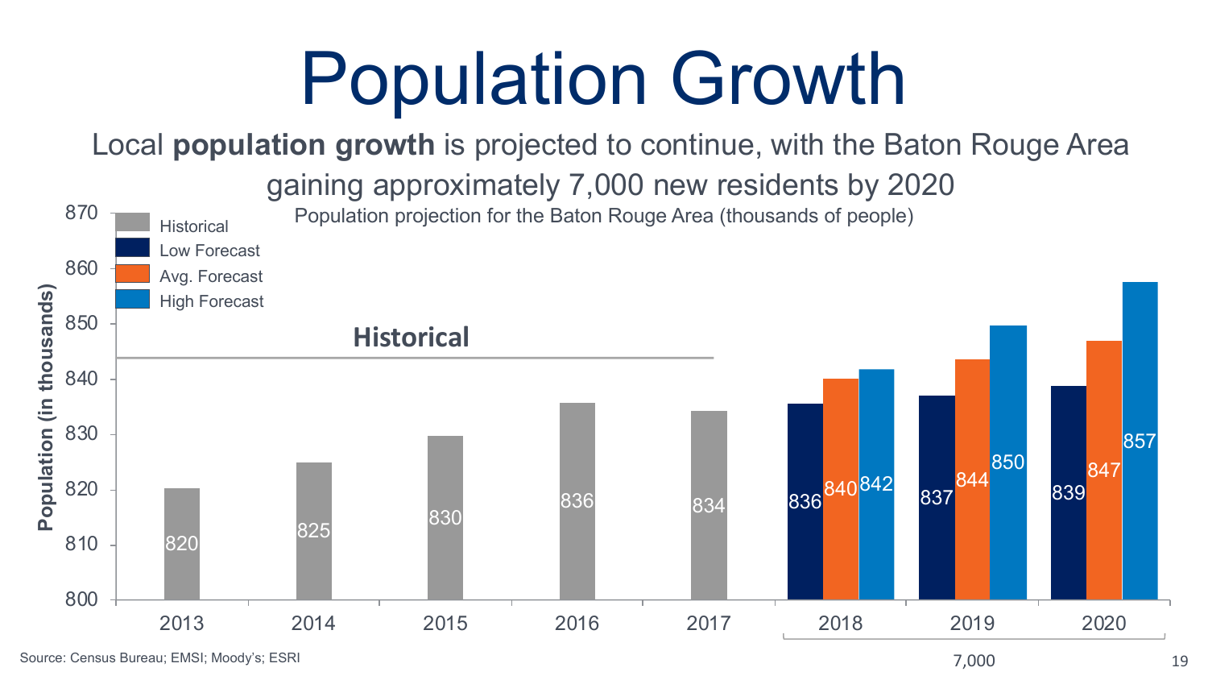# Population Growth

Local **population growth** is projected to continue, with the Baton Rouge Area gaining approximately 7,000 new residents by 2020

Population projection for the Baton Rouge Area (thousands of people)

Population (in thousands)

870
860
850
840
830
820
810
800

Historical
Low Forecast
Avg. Forecast
High Forecast

**Historical**

2013: 820
2014: 825
2015: 830
2016: 836
2017: 834
2018: 836, 840, 842
2019: 837, 844, 850
2020: 839, 847, 857

7,000

Source: Census Bureau; EMSI; Moody's; ESRI